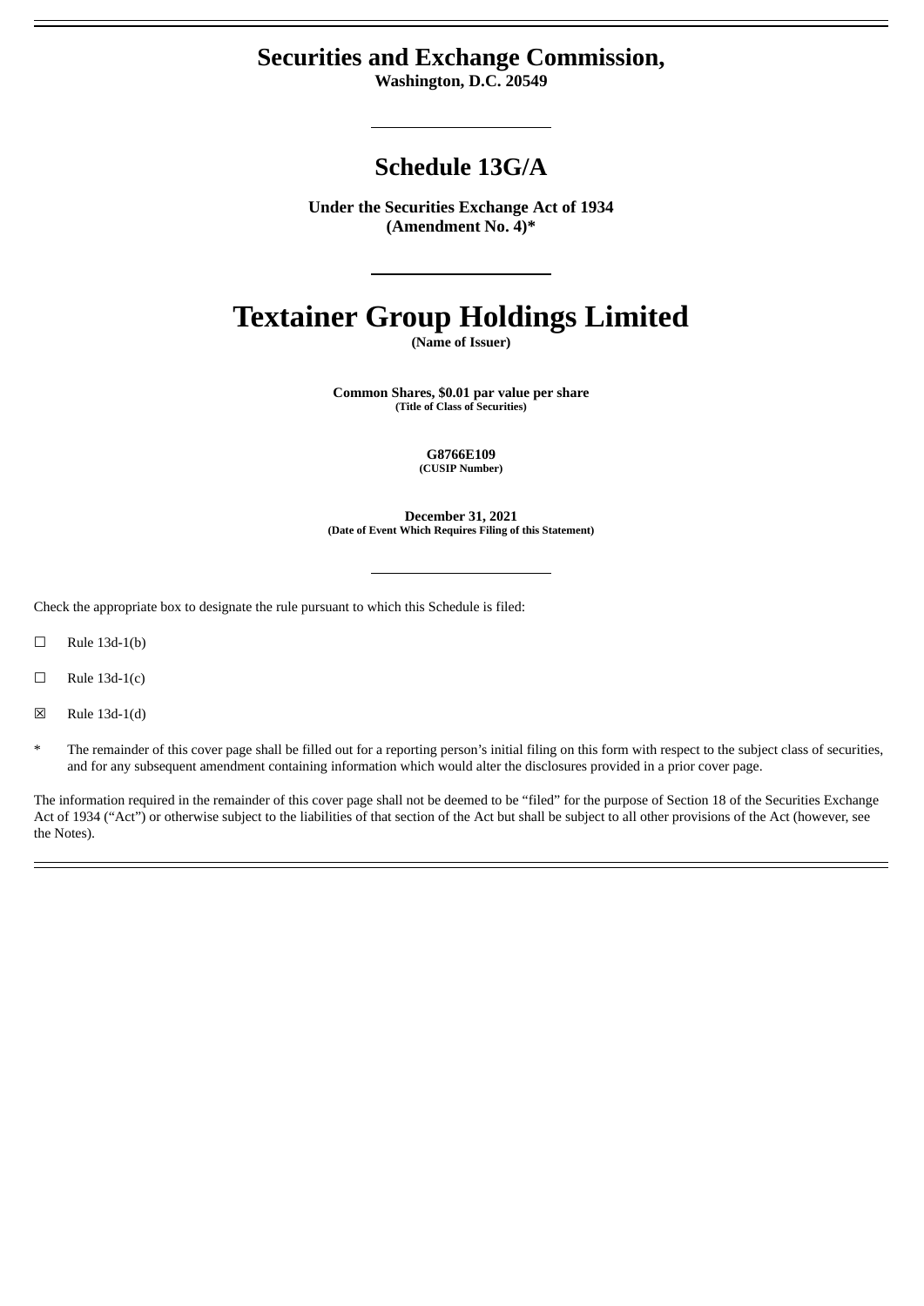# Securities and Exchange Commission,

**Washington, D.C. 20549**

---

# Schedule 13G/A

**Under the Securities Exchange Act of 1934**
**(Amendment No. 4)***

---

# Textainer Group Holdings Limited

**(Name of Issuer)**

**Common Shares, $0.01 par value per share**
**(Title of Class of Securities)**

**G8766E109**
**(CUSIP Number)**

**December 31, 2021**
**(Date of Event Which Requires Filing of this Statement)**

---

Check the appropriate box to designate the rule pursuant to which this Schedule is filed:

☐ Rule 13d-1(b)

☐ Rule 13d-1(c)

☒ Rule 13d-1(d)

\* The remainder of this cover page shall be filled out for a reporting person's initial filing on this form with respect to the subject class of securities, and for any subsequent amendment containing information which would alter the disclosures provided in a prior cover page.

The information required in the remainder of this cover page shall not be deemed to be "filed" for the purpose of Section 18 of the Securities Exchange Act of 1934 ("Act") or otherwise subject to the liabilities of that section of the Act but shall be subject to all other provisions of the Act (however, see the Notes).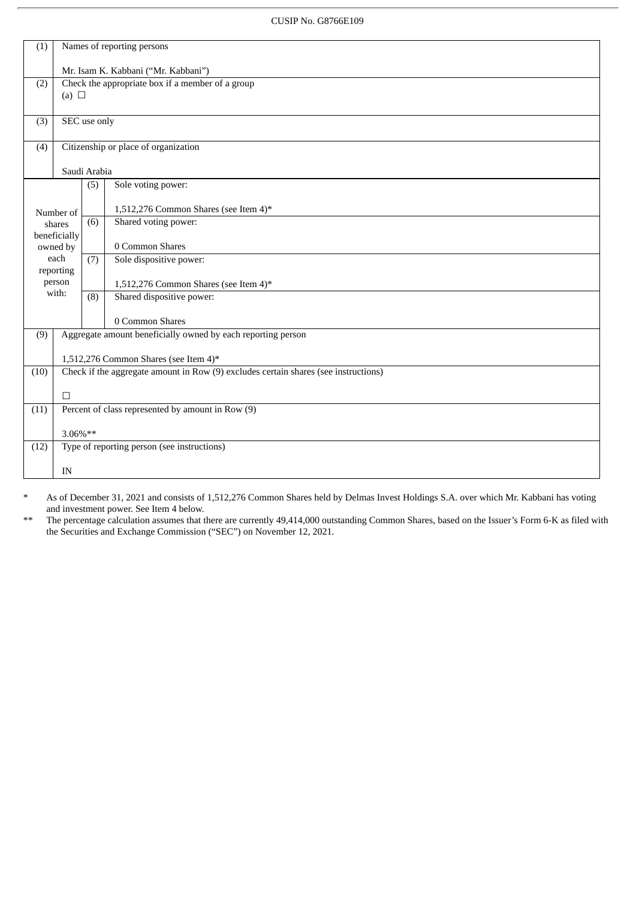CUSIP No. G8766E109

| (1) | Names of reporting persons<br><br>Mr. Isam K. Kabbani ("Mr. Kabbani") | | |
|---|---|---|---|
| (2) | Check the appropriate box if a member of a group<br>(a) ☐ | | |
| (3) | SEC use only | | |
| (4) | Citizenship or place of organization<br><br>Saudi Arabia | | |
| Number of shares beneficially owned by each reporting person with: | | (5) | Sole voting power:<br><br>1,512,276 Common Shares (see Item 4)* |
| | | (6) | Shared voting power:<br><br>0 Common Shares |
| | | (7) | Sole dispositive power:<br><br>1,512,276 Common Shares (see Item 4)* |
| | | (8) | Shared dispositive power:<br><br>0 Common Shares |
| (9) | Aggregate amount beneficially owned by each reporting person<br><br>1,512,276 Common Shares (see Item 4)* | | |
| (10) | Check if the aggregate amount in Row (9) excludes certain shares (see instructions)<br><br>☐ | | |
| (11) | Percent of class represented by amount in Row (9)<br><br>3.06%** | | |
| (12) | Type of reporting person (see instructions)<br><br>IN | | |

\* As of December 31, 2021 and consists of 1,512,276 Common Shares held by Delmas Invest Holdings S.A. over which Mr. Kabbani has voting and investment power. See Item 4 below.

\*\* The percentage calculation assumes that there are currently 49,414,000 outstanding Common Shares, based on the Issuer's Form 6-K as filed with the Securities and Exchange Commission ("SEC") on November 12, 2021.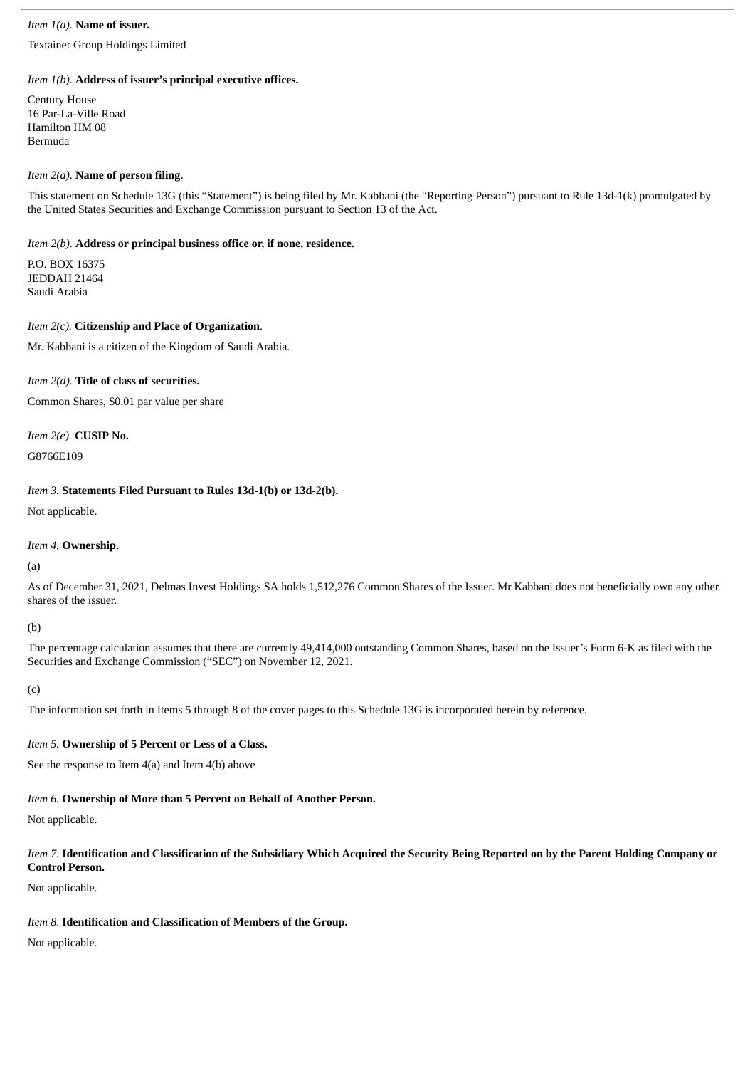*Item 1(a).* **Name of issuer.**

Textainer Group Holdings Limited

*Item 1(b).* **Address of issuer's principal executive offices.**

Century House
16 Par-La-Ville Road
Hamilton HM 08
Bermuda

*Item 2(a).* **Name of person filing.**

This statement on Schedule 13G (this "Statement") is being filed by Mr. Kabbani (the "Reporting Person") pursuant to Rule 13d-1(k) promulgated by the United States Securities and Exchange Commission pursuant to Section 13 of the Act.

*Item 2(b).* **Address or principal business office or, if none, residence.**

P.O. BOX 16375
JEDDAH 21464
Saudi Arabia

*Item 2(c).* **Citizenship and Place of Organization**.

Mr. Kabbani is a citizen of the Kingdom of Saudi Arabia.

*Item 2(d).* **Title of class of securities.**

Common Shares, $0.01 par value per share

*Item 2(e).* **CUSIP No.**

G8766E109

*Item 3.* **Statements Filed Pursuant to Rules 13d-1(b) or 13d-2(b).**

Not applicable.

*Item 4.* **Ownership.**

(a)

As of December 31, 2021, Delmas Invest Holdings SA holds 1,512,276 Common Shares of the Issuer. Mr Kabbani does not beneficially own any other shares of the issuer.

(b)

The percentage calculation assumes that there are currently 49,414,000 outstanding Common Shares, based on the Issuer's Form 6-K as filed with the Securities and Exchange Commission ("SEC") on November 12, 2021.

(c)

The information set forth in Items 5 through 8 of the cover pages to this Schedule 13G is incorporated herein by reference.

*Item 5.* **Ownership of 5 Percent or Less of a Class.**

See the response to Item 4(a) and Item 4(b) above

*Item 6.* **Ownership of More than 5 Percent on Behalf of Another Person.**

Not applicable.

*Item 7.* **Identification and Classification of the Subsidiary Which Acquired the Security Being Reported on by the Parent Holding Company or Control Person.**

Not applicable.

*Item 8*. **Identification and Classification of Members of the Group.**

Not applicable.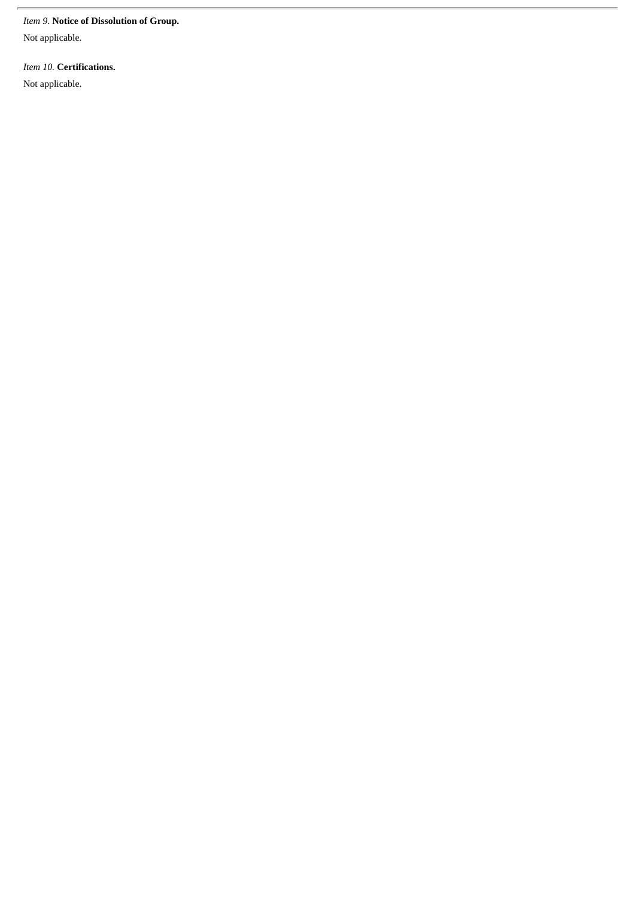*Item 9.* **Notice of Dissolution of Group.**

Not applicable.

*Item 10.* **Certifications.**

Not applicable.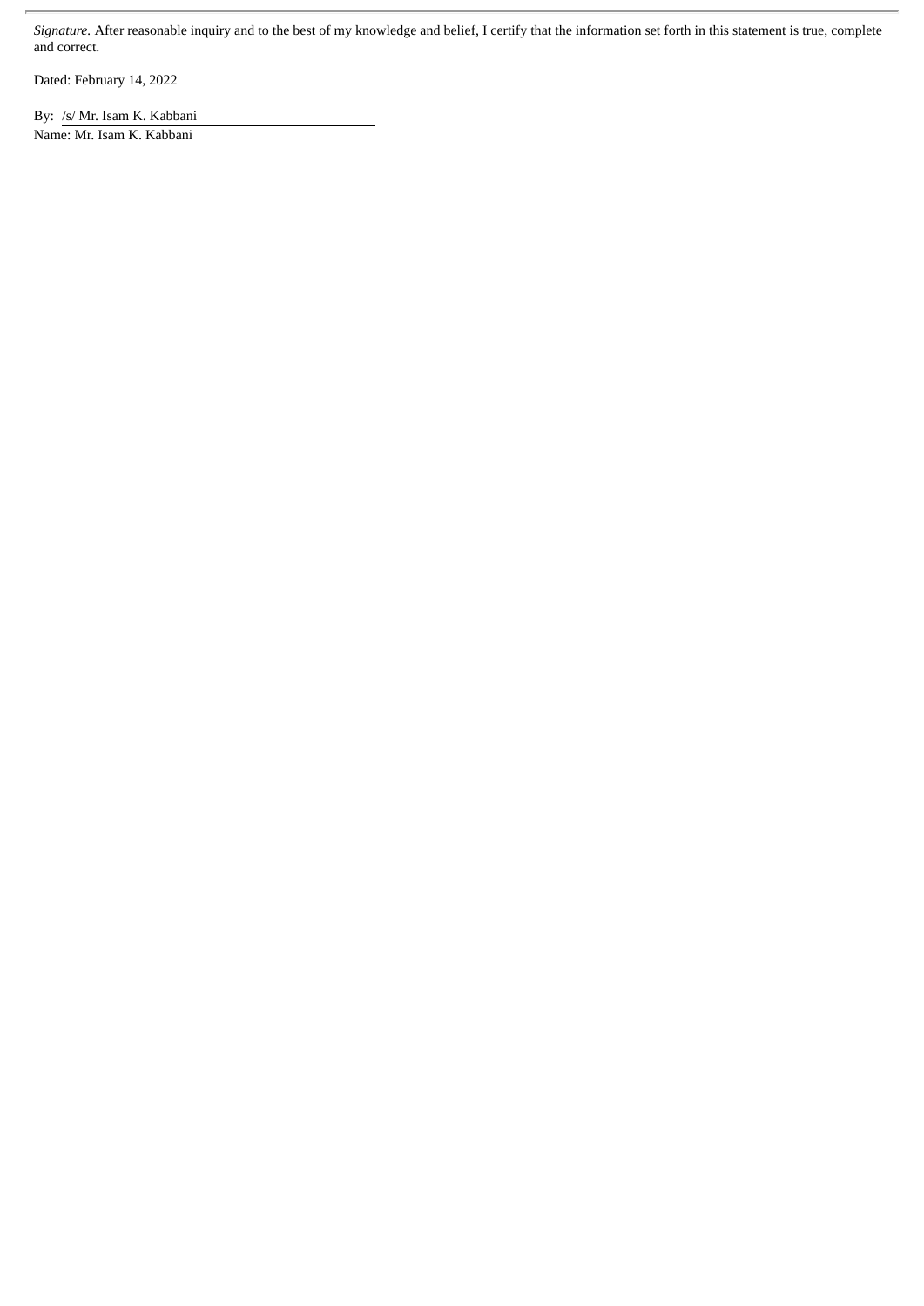*Signature.* After reasonable inquiry and to the best of my knowledge and belief, I certify that the information set forth in this statement is true, complete and correct.

Dated: February 14, 2022

By: /s/ Mr. Isam K. Kabbani

Name: Mr. Isam K. Kabbani